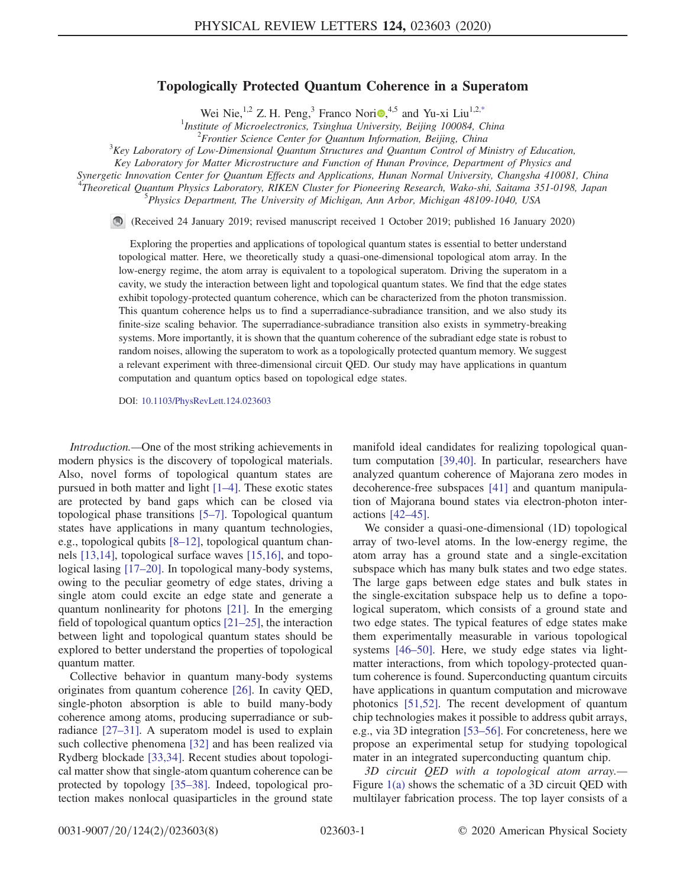# Topologically Protected Quantum Coherence in a Superatom

Wei Nie,[1,2] Z. H. Peng,[3] Franco Nori,[4,5] and Yu-xi Liu[1,2,*]

[1]Institute of Microelectronics, Tsinghua University, Beijing 100084, China
[2]Frontier Science Center for Quantum Information, Beijing, China
[3]Key Laboratory of Low-Dimensional Quantum Structures and Quantum Control of Ministry of Education, Key Laboratory for Matter Microstructure and Function of Hunan Province, Department of Physics and Synergetic Innovation Center for Quantum Effects and Applications, Hunan Normal University, Changsha 410081, China
[4]Theoretical Quantum Physics Laboratory, RIKEN Cluster for Pioneering Research, Wako-shi, Saitama 351-0198, Japan
[5]Physics Department, The University of Michigan, Ann Arbor, Michigan 48109-1040, USA

(Received 24 January 2019; revised manuscript received 1 October 2019; published 16 January 2020)

Exploring the properties and applications of topological quantum states is essential to better understand topological matter. Here, we theoretically study a quasi-one-dimensional topological atom array. In the low-energy regime, the atom array is equivalent to a topological superatom. Driving the superatom in a cavity, we study the interaction between light and topological quantum states. We find that the edge states exhibit topology-protected quantum coherence, which can be characterized from the photon transmission. This quantum coherence helps us to find a superradiance-subradiance transition, and we also study its finite-size scaling behavior. The superradiance-subradiance transition also exists in symmetry-breaking systems. More importantly, it is shown that the quantum coherence of the subradiant edge state is robust to random noises, allowing the superatom to work as a topologically protected quantum memory. We suggest a relevant experiment with three-dimensional circuit QED. Our study may have applications in quantum computation and quantum optics based on topological edge states.

DOI: 10.1103/PhysRevLett.124.023603

*Introduction.*—One of the most striking achievements in modern physics is the discovery of topological materials. Also, novel forms of topological quantum states are pursued in both matter and light [1–4]. These exotic states are protected by band gaps which can be closed via topological phase transitions [5–7]. Topological quantum states have applications in many quantum technologies, e.g., topological qubits [8–12], topological quantum channels [13,14], topological surface waves [15,16], and topological lasing [17–20]. In topological many-body systems, owing to the peculiar geometry of edge states, driving a single atom could excite an edge state and generate a quantum nonlinearity for photons [21]. In the emerging field of topological quantum optics [21–25], the interaction between light and topological quantum states should be explored to better understand the properties of topological quantum matter.

Collective behavior in quantum many-body systems originates from quantum coherence [26]. In cavity QED, single-photon absorption is able to build many-body coherence among atoms, producing superradiance or subradiance [27–31]. A superatom model is used to explain such collective phenomena [32] and has been realized via Rydberg blockade [33,34]. Recent studies about topological matter show that single-atom quantum coherence can be protected by topology [35–38]. Indeed, topological protection makes nonlocal quasiparticles in the ground state manifold ideal candidates for realizing topological quantum computation [39,40]. In particular, researchers have analyzed quantum coherence of Majorana zero modes in decoherence-free subspaces [41] and quantum manipulation of Majorana bound states via electron-photon interactions [42–45].

We consider a quasi-one-dimensional (1D) topological array of two-level atoms. In the low-energy regime, the atom array has a ground state and a single-excitation subspace which has many bulk states and two edge states. The large gaps between edge states and bulk states in the single-excitation subspace help us to define a topological superatom, which consists of a ground state and two edge states. The typical features of edge states make them experimentally measurable in various topological systems [46–50]. Here, we study edge states via light-matter interactions, from which topology-protected quantum coherence is found. Superconducting quantum circuits have applications in quantum computation and microwave photonics [51,52]. The recent development of quantum chip technologies makes it possible to address qubit arrays, e.g., via 3D integration [53–56]. For concreteness, here we propose an experimental setup for studying topological mater in an integrated superconducting quantum chip.

*3D circuit QED with a topological atom array.*—Figure 1(a) shows the schematic of a 3D circuit QED with multilayer fabrication process. The top layer consists of a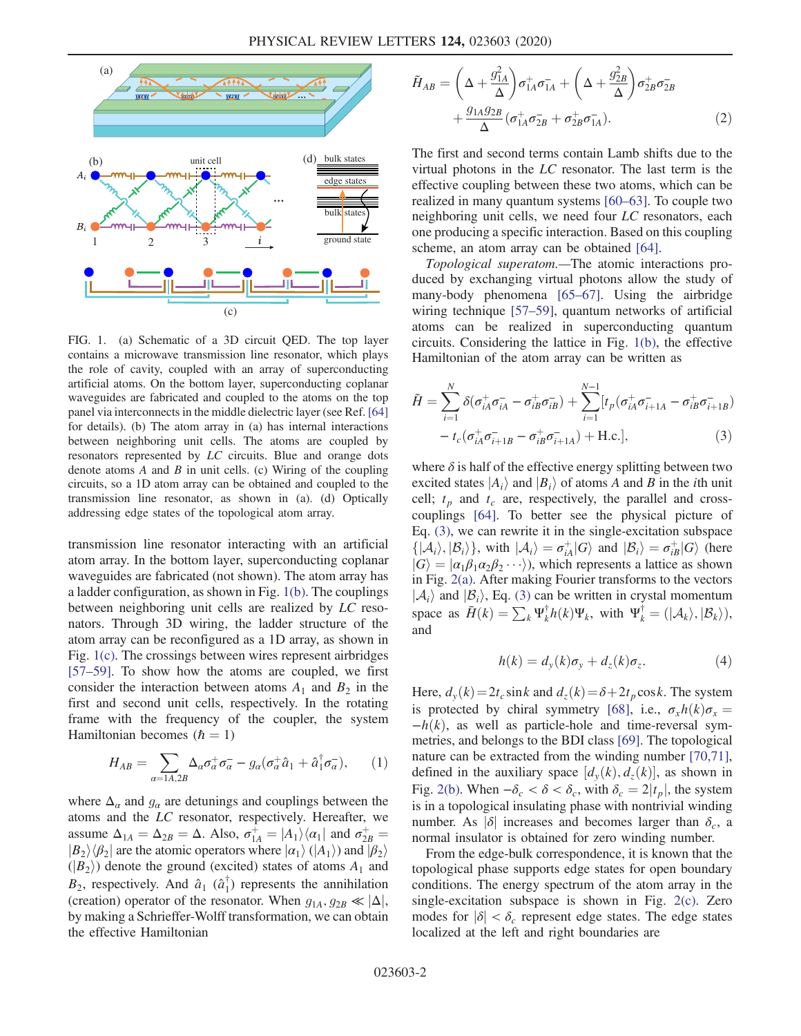FIG. 1. (a) Schematic of a 3D circuit QED. The top layer contains a microwave transmission line resonator, which plays the role of cavity, coupled with an array of superconducting artificial atoms. On the bottom layer, superconducting coplanar waveguides are fabricated and coupled to the atoms on the top panel via interconnects in the middle dielectric layer (see Ref. [64] for details). (b) The atom array in (a) has internal interactions between neighboring unit cells. The atoms are coupled by resonators represented by $LC$ circuits. Blue and orange dots denote atoms $A$ and $B$ in unit cells. (c) Wiring of the coupling circuits, so a 1D atom array can be obtained and coupled to the transmission line resonator, as shown in (a). (d) Optically addressing edge states of the topological atom array.

transmission line resonator interacting with an artificial atom array. In the bottom layer, superconducting coplanar waveguides are fabricated (not shown). The atom array has a ladder configuration, as shown in Fig. 1(b). The couplings between neighboring unit cells are realized by $LC$ resonators. Through 3D wiring, the ladder structure of the atom array can be reconfigured as a 1D array, as shown in Fig. 1(c). The crossings between wires represent airbridges [57–59]. To show how the atoms are coupled, we first consider the interaction between atoms $A_1$ and $B_2$ in the first and second unit cells, respectively. In the rotating frame with the frequency of the coupler, the system Hamiltonian becomes ($\hbar = 1$)

$$H_{AB} = \sum_{\alpha=1A,2B} \Delta_\alpha \sigma_\alpha^+ \sigma_\alpha^- - g_\alpha(\sigma_\alpha^+ \hat{a}_1 + \hat{a}_1^\dagger \sigma_\alpha^-), \tag{1}$$

where $\Delta_\alpha$ and $g_\alpha$ are detunings and couplings between the atoms and the $LC$ resonator, respectively. Hereafter, we assume $\Delta_{1A} = \Delta_{2B} = \Delta$. Also, $\sigma_{1A}^+ = |A_1\rangle\langle\alpha_1|$ and $\sigma_{2B}^+ = |B_2\rangle\langle\beta_2|$ are the atomic operators where $|\alpha_1\rangle$ ($|A_1\rangle$) and $|\beta_2\rangle$ ($|B_2\rangle$) denote the ground (excited) states of atoms $A_1$ and $B_2$, respectively. And $\hat{a}_1$ ($\hat{a}_1^\dagger$) represents the annihilation (creation) operator of the resonator. When $g_{1A}, g_{2B} \ll |\Delta|$, by making a Schrieffer-Wolff transformation, we can obtain the effective Hamiltonian

$$\tilde{H}_{AB} = \left(\Delta + \frac{g_{1A}^2}{\Delta}\right)\sigma_{1A}^+\sigma_{1A}^- + \left(\Delta + \frac{g_{2B}^2}{\Delta}\right)\sigma_{2B}^+\sigma_{2B}^- + \frac{g_{1A}g_{2B}}{\Delta}(\sigma_{1A}^+\sigma_{2B}^- + \sigma_{2B}^+\sigma_{1A}^-). \tag{2}$$

The first and second terms contain Lamb shifts due to the virtual photons in the $LC$ resonator. The last term is the effective coupling between these two atoms, which can be realized in many quantum systems [60–63]. To couple two neighboring unit cells, we need four $LC$ resonators, each one producing a specific interaction. Based on this coupling scheme, an atom array can be obtained [64].

*Topological superatom.*—The atomic interactions produced by exchanging virtual photons allow the study of many-body phenomena [65–67]. Using the airbridge wiring technique [57–59], quantum networks of artificial atoms can be realized in superconducting quantum circuits. Considering the lattice in Fig. 1(b), the effective Hamiltonian of the atom array can be written as

$$\tilde{H} = \sum_{i=1}^{N} \delta(\sigma_{iA}^+\sigma_{iA}^- - \sigma_{iB}^+\sigma_{iB}^-) + \sum_{i=1}^{N-1}[t_p(\sigma_{iA}^+\sigma_{i+1A}^- - \sigma_{iB}^+\sigma_{i+1B}^-) - t_c(\sigma_{iA}^+\sigma_{i+1B}^- - \sigma_{iB}^+\sigma_{i+1A}^-) + \text{H.c.}], \tag{3}$$

where $\delta$ is half of the effective energy splitting between two excited states $|A_i\rangle$ and $|B_i\rangle$ of atoms $A$ and $B$ in the $i$th unit cell; $t_p$ and $t_c$ are, respectively, the parallel and cross-couplings [64]. To better see the physical picture of Eq. (3), we can rewrite it in the single-excitation subspace $\{|\mathcal{A}_i\rangle, |\mathcal{B}_i\rangle\}$, with $|\mathcal{A}_i\rangle = \sigma_{iA}^+|G\rangle$ and $|\mathcal{B}_i\rangle = \sigma_{iB}^+|G\rangle$ (here $|G\rangle = |\alpha_1\beta_1\alpha_2\beta_2\cdots\rangle$), which represents a lattice as shown in Fig. 2(a). After making Fourier transforms to the vectors $|\mathcal{A}_i\rangle$ and $|\mathcal{B}_i\rangle$, Eq. (3) can be written in crystal momentum space as $\tilde{H}(k) = \sum_k \Psi_k^\dagger h(k)\Psi_k$, with $\Psi_k^\dagger = (|\mathcal{A}_k\rangle, |\mathcal{B}_k\rangle)$, and

$$h(k) = d_y(k)\sigma_y + d_z(k)\sigma_z. \tag{4}$$

Here, $d_y(k) = 2t_c \sin k$ and $d_z(k) = \delta + 2t_p \cos k$. The system is protected by chiral symmetry [68], i.e., $\sigma_x h(k)\sigma_x = -h(k)$, as well as particle-hole and time-reversal symmetries, and belongs to the BDI class [69]. The topological nature can be extracted from the winding number [70,71], defined in the auxiliary space $[d_y(k), d_z(k)]$, as shown in Fig. 2(b). When $-\delta_c < \delta < \delta_c$, with $\delta_c = 2|t_p|$, the system is in a topological insulating phase with nontrivial winding number. As $|\delta|$ increases and becomes larger than $\delta_c$, a normal insulator is obtained for zero winding number.

From the edge-bulk correspondence, it is known that the topological phase supports edge states for open boundary conditions. The energy spectrum of the atom array in the single-excitation subspace is shown in Fig. 2(c). Zero modes for $|\delta| < \delta_c$ represent edge states. The edge states localized at the left and right boundaries are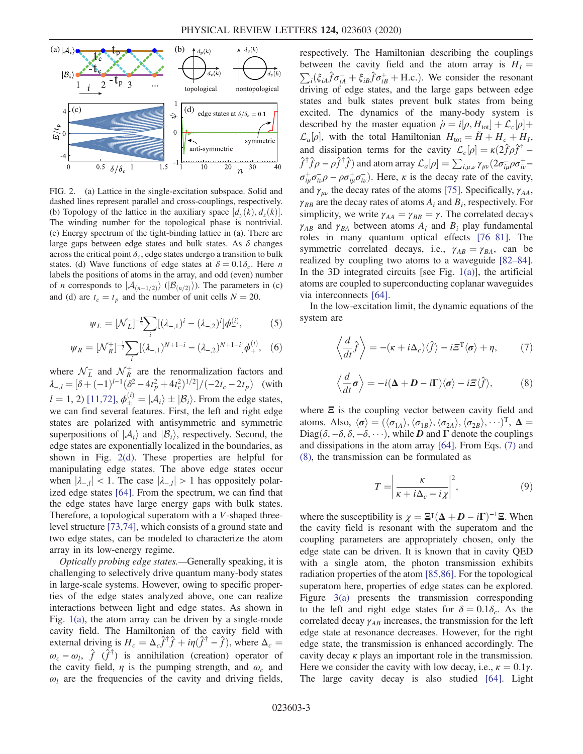FIG. 2. (a) Lattice in the single-excitation subspace. Solid and dashed lines represent parallel and cross-couplings, respectively. (b) Topology of the lattice in the auxiliary space $[d_y(k), d_z(k)]$. The winding number for the topological phase is nontrivial. (c) Energy spectrum of the tight-binding lattice in (a). There are large gaps between edge states and bulk states. As $\delta$ changes across the critical point $\delta_c$, edge states undergo a transition to bulk states. (d) Wave functions of edge states at $\delta = 0.1\delta_c$. Here $n$ labels the positions of atoms in the array, and odd (even) number of $n$ corresponds to $|\mathcal{A}_{(n+1/2)}\rangle$ ($|\mathcal{B}_{(n/2)}\rangle$). The parameters in (c) and (d) are $t_c = t_p$ and the number of unit cells $N = 20$.

$$\psi_L = [\mathcal{N}_L^-]^{-\frac{1}{2}} \sum_i [(\lambda_{-,1})^i - (\lambda_{-,2})^i] \phi_-^{(i)}, \tag{5}$$

$$\psi_R = [\mathcal{N}_R^+]^{-\frac{1}{2}} \sum_i [(\lambda_{-,1})^{N+1-i} - (\lambda_{-,2})^{N+1-i}] \phi_+^{(i)}, \tag{6}$$

where $\mathcal{N}_L^-$ and $\mathcal{N}_R^+$ are the renormalization factors and $\lambda_{-,l} = [\delta + (-1)^{l-1}(\delta^2 - 4t_p^2 + 4t_c^2)^{1/2}]/(-2t_c - 2t_p)$ (with $l = 1, 2$) [11,72], $\phi_\pm^{(i)} = |\mathcal{A}_i\rangle \pm |\mathcal{B}_i\rangle$. From the edge states, we can find several features. First, the left and right edge states are polarized with antisymmetric and symmetric superpositions of $|\mathcal{A}_i\rangle$ and $|\mathcal{B}_i\rangle$, respectively. Second, the edge states are exponentially localized in the boundaries, as shown in Fig. 2(d). These properties are helpful for manipulating edge states. The above edge states occur when $|\lambda_{-,l}| < 1$. The case $|\lambda_{-,l}| > 1$ has oppositely polarized edge states [64]. From the spectrum, we can find that the edge states have large energy gaps with bulk states. Therefore, a topological superatom with a $V$-shaped three-level structure [73,74], which consists of a ground state and two edge states, can be modeled to characterize the atom array in its low-energy regime.

*Optically probing edge states.*—Generally speaking, it is challenging to selectively drive quantum many-body states in large-scale systems. However, owing to specific properties of the edge states analyzed above, one can realize interactions between light and edge states. As shown in Fig. 1(a), the atom array can be driven by a single-mode cavity field. The Hamiltonian of the cavity field with external driving is $H_c = \Delta_c \hat{f}^\dagger \hat{f} + i\eta(\hat{f}^\dagger - \hat{f})$, where $\Delta_c = \omega_c - \omega_l$, $\hat{f}$ ($\hat{f}^\dagger$) is annihilation (creation) operator of the cavity field, $\eta$ is the pumping strength, and $\omega_c$ and $\omega_l$ are the frequencies of the cavity and driving fields, respectively. The Hamiltonian describing the couplings between the cavity field and the atom array is $H_I = \sum_i (\xi_{iA} \hat{f} \sigma_{iA}^+ + \xi_{iB} \hat{f} \sigma_{iB}^+ + \text{H.c.})$. We consider the resonant driving of edge states, and the large gaps between edge states and bulk states prevent bulk states from being excited. The dynamics of the many-body system is described by the master equation $\dot{\rho} = i[\rho, H_{\text{tot}}] + \mathcal{L}_c[\rho] + \mathcal{L}_a[\rho]$, with the total Hamiltonian $H_{\text{tot}} = \tilde{H} + H_c + H_I$, and dissipation terms for the cavity $\mathcal{L}_c[\rho] = \kappa(2\hat{f}\rho\hat{f}^\dagger - \hat{f}^\dagger\hat{f}\rho - \rho\hat{f}^\dagger\hat{f})$ and atom array $\mathcal{L}_a[\rho] = \sum_{i,\mu,\nu} \gamma_{\mu\nu}(2\sigma_{i\mu}^-\rho\sigma_{i\nu}^+ - \sigma_{i\mu}^+\sigma_{i\nu}^-\rho - \rho\sigma_{i\mu}^+\sigma_{i\nu}^-)$. Here, $\kappa$ is the decay rate of the cavity, and $\gamma_{\mu\nu}$ the decay rates of the atoms [75]. Specifically, $\gamma_{AA}$, $\gamma_{BB}$ are the decay rates of atoms $A_i$ and $B_i$, respectively. For simplicity, we write $\gamma_{AA} = \gamma_{BB} = \gamma$. The correlated decays $\gamma_{AB}$ and $\gamma_{BA}$ between atoms $A_i$ and $B_i$ play fundamental roles in many quantum optical effects [76–81]. The symmetric correlated decays, i.e., $\gamma_{AB} = \gamma_{BA}$, can be realized by coupling two atoms to a waveguide [82–84]. In the 3D integrated circuits [see Fig. 1(a)], the artificial atoms are coupled to superconducting coplanar waveguides via interconnects [64].

In the low-excitation limit, the dynamic equations of the system are

$$\left\langle \frac{d}{dt}\hat{f} \right\rangle = -(\kappa + i\Delta_c)\langle\hat{f}\rangle - i\Xi^{\text{T}}\langle\boldsymbol{\sigma}\rangle + \eta, \tag{7}$$

$$\left\langle \frac{d}{dt}\boldsymbol{\sigma} \right\rangle = -i(\boldsymbol{\Delta} + \boldsymbol{D} - i\boldsymbol{\Gamma})\langle\boldsymbol{\sigma}\rangle - i\Xi\langle\hat{f}\rangle, \tag{8}$$

where $\boldsymbol{\Xi}$ is the coupling vector between cavity field and atoms. Also, $\langle\boldsymbol{\sigma}\rangle = (\langle\sigma_{1A}^-\rangle, \langle\sigma_{1B}^-\rangle, \langle\sigma_{2A}^-\rangle, \langle\sigma_{2B}^-\rangle, \cdots)^{\text{T}}$, $\boldsymbol{\Delta} = \text{Diag}(\delta, -\delta, \delta, -\delta, \cdots)$, while $\boldsymbol{D}$ and $\boldsymbol{\Gamma}$ denote the couplings and dissipations in the atom array [64]. From Eqs. (7) and (8), the transmission can be formulated as

$$T = \left| \frac{\kappa}{\kappa + i\Delta_c - i\chi} \right|^2, \tag{9}$$

where the susceptibility is $\chi = \boldsymbol{\Xi}^{\text{T}}(\boldsymbol{\Delta} + \boldsymbol{D} - i\boldsymbol{\Gamma})^{-1}\boldsymbol{\Xi}$. When the cavity field is resonant with the superatom and the coupling parameters are appropriately chosen, only the edge state can be driven. It is known that in cavity QED with a single atom, the photon transmission exhibits radiation properties of the atom [85,86]. For the topological superatom here, properties of edge states can be explored. Figure 3(a) presents the transmission corresponding to the left and right edge states for $\delta = 0.1\delta_c$. As the correlated decay $\gamma_{AB}$ increases, the transmission for the left edge state at resonance decreases. However, for the right edge state, the transmission is enhanced accordingly. The cavity decay $\kappa$ plays an important role in the transmission. Here we consider the cavity with low decay, i.e., $\kappa = 0.1\gamma$. The large cavity decay is also studied [64]. Light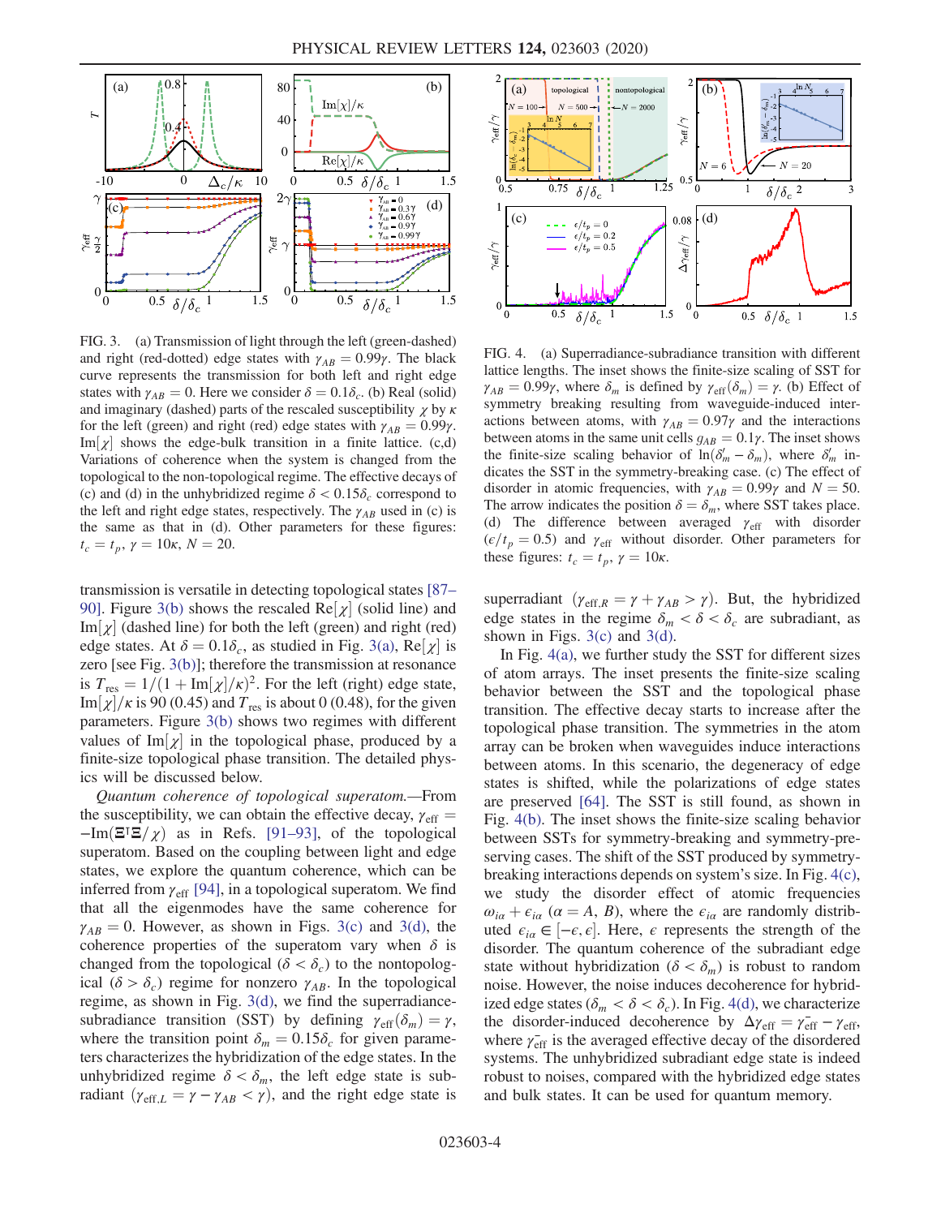FIG. 3. (a) Transmission of light through the left (green-dashed) and right (red-dotted) edge states with $\gamma_{AB} = 0.99\gamma$. The black curve represents the transmission for both left and right edge states with $\gamma_{AB} = 0$. Here we consider $\delta = 0.1\delta_c$. (b) Real (solid) and imaginary (dashed) parts of the rescaled susceptibility $\chi$ by $\kappa$ for the left (green) and right (red) edge states with $\gamma_{AB} = 0.99\gamma$. Im$[\chi]$ shows the edge-bulk transition in a finite lattice. (c,d) Variations of coherence when the system is changed from the topological to the non-topological regime. The effective decays of (c) and (d) in the unhybridized regime $\delta < 0.15\delta_c$ correspond to the left and right edge states, respectively. The $\gamma_{AB}$ used in (c) is the same as that in (d). Other parameters for these figures: $t_c = t_p$, $\gamma = 10\kappa$, $N = 20$.

FIG. 4. (a) Superradiance-subradiance transition with different lattice lengths. The inset shows the finite-size scaling of SST for $\gamma_{AB} = 0.99\gamma$, where $\delta_m$ is defined by $\gamma_{\rm eff}(\delta_m) = \gamma$. (b) Effect of symmetry breaking resulting from waveguide-induced interactions between atoms, with $\gamma_{AB} = 0.97\gamma$ and the interactions between atoms in the same unit cells $g_{AB} = 0.1\gamma$. The inset shows the finite-size scaling behavior of $\ln(\delta_m' - \delta_m)$, where $\delta_m'$ indicates the SST in the symmetry-breaking case. (c) The effect of disorder in atomic frequencies, with $\gamma_{AB} = 0.99\gamma$ and $N = 50$. The arrow indicates the position $\delta = \delta_m$, where SST takes place. (d) The difference between averaged $\gamma_{\rm eff}$ with disorder ($\epsilon/t_p = 0.5$) and $\gamma_{\rm eff}$ without disorder. Other parameters for these figures: $t_c = t_p$, $\gamma = 10\kappa$.

transmission is versatile in detecting topological states [87–90]. Figure 3(b) shows the rescaled Re$[\chi]$ (solid line) and Im$[\chi]$ (dashed line) for both the left (green) and right (red) edge states. At $\delta = 0.1\delta_c$, as studied in Fig. 3(a), Re$[\chi]$ is zero [see Fig. 3(b)]; therefore the transmission at resonance is $T_{\rm res} = 1/(1 + {\rm Im}[\chi]/\kappa)^2$. For the left (right) edge state, Im$[\chi]/\kappa$ is 90 (0.45) and $T_{\rm res}$ is about 0 (0.48), for the given parameters. Figure 3(b) shows two regimes with different values of Im$[\chi]$ in the topological phase, produced by a finite-size topological phase transition. The detailed physics will be discussed below.

*Quantum coherence of topological superatom.*—From the susceptibility, we can obtain the effective decay, $\gamma_{\rm eff} = -{\rm Im}(\Xi^\intercal \Xi/\chi)$ as in Refs. [91–93], of the topological superatom. Based on the coupling between light and edge states, we explore the quantum coherence, which can be inferred from $\gamma_{\rm eff}$ [94], in a topological superatom. We find that all the eigenmodes have the same coherence for $\gamma_{AB} = 0$. However, as shown in Figs. 3(c) and 3(d), the coherence properties of the superatom vary when $\delta$ is changed from the topological ($\delta < \delta_c$) to the nontopological ($\delta > \delta_c$) regime for nonzero $\gamma_{AB}$. In the topological regime, as shown in Fig. 3(d), we find the superradiance-subradiance transition (SST) by defining $\gamma_{\rm eff}(\delta_m) = \gamma$, where the transition point $\delta_m = 0.15\delta_c$ for given parameters characterizes the hybridization of the edge states. In the unhybridized regime $\delta < \delta_m$, the left edge state is subradiant ($\gamma_{{\rm eff},L} = \gamma - \gamma_{AB} < \gamma$), and the right edge state is superradiant ($\gamma_{{\rm eff},R} = \gamma + \gamma_{AB} > \gamma$). But, the hybridized edge states in the regime $\delta_m < \delta < \delta_c$ are subradiant, as shown in Figs. 3(c) and 3(d).

In Fig. 4(a), we further study the SST for different sizes of atom arrays. The inset presents the finite-size scaling behavior between the SST and the topological phase transition. The effective decay starts to increase after the topological phase transition. The symmetries in the atom array can be broken when waveguides induce interactions between atoms. In this scenario, the degeneracy of edge states is shifted, while the polarizations of edge states are preserved [64]. The SST is still found, as shown in Fig. 4(b). The inset shows the finite-size scaling behavior between SSTs for symmetry-breaking and symmetry-preserving cases. The shift of the SST produced by symmetry-breaking interactions depends on system's size. In Fig. 4(c), we study the disorder effect of atomic frequencies $\omega_{i\alpha} + \epsilon_{i\alpha}$ ($\alpha = A, B$), where the $\epsilon_{i\alpha}$ are randomly distributed $\epsilon_{i\alpha} \in [-\epsilon, \epsilon]$. Here, $\epsilon$ represents the strength of the disorder. The quantum coherence of the subradiant edge state without hybridization ($\delta < \delta_m$) is robust to random noise. However, the noise induces decoherence for hybridized edge states ($\delta_m < \delta < \delta_c$). In Fig. 4(d), we characterize the disorder-induced decoherence by $\Delta\gamma_{\rm eff} = \bar{\gamma_{\rm eff}} - \gamma_{\rm eff}$, where $\bar{\gamma_{\rm eff}}$ is the averaged effective decay of the disordered systems. The unhybridized subradiant edge state is indeed robust to noises, compared with the hybridized edge states and bulk states. It can be used for quantum memory.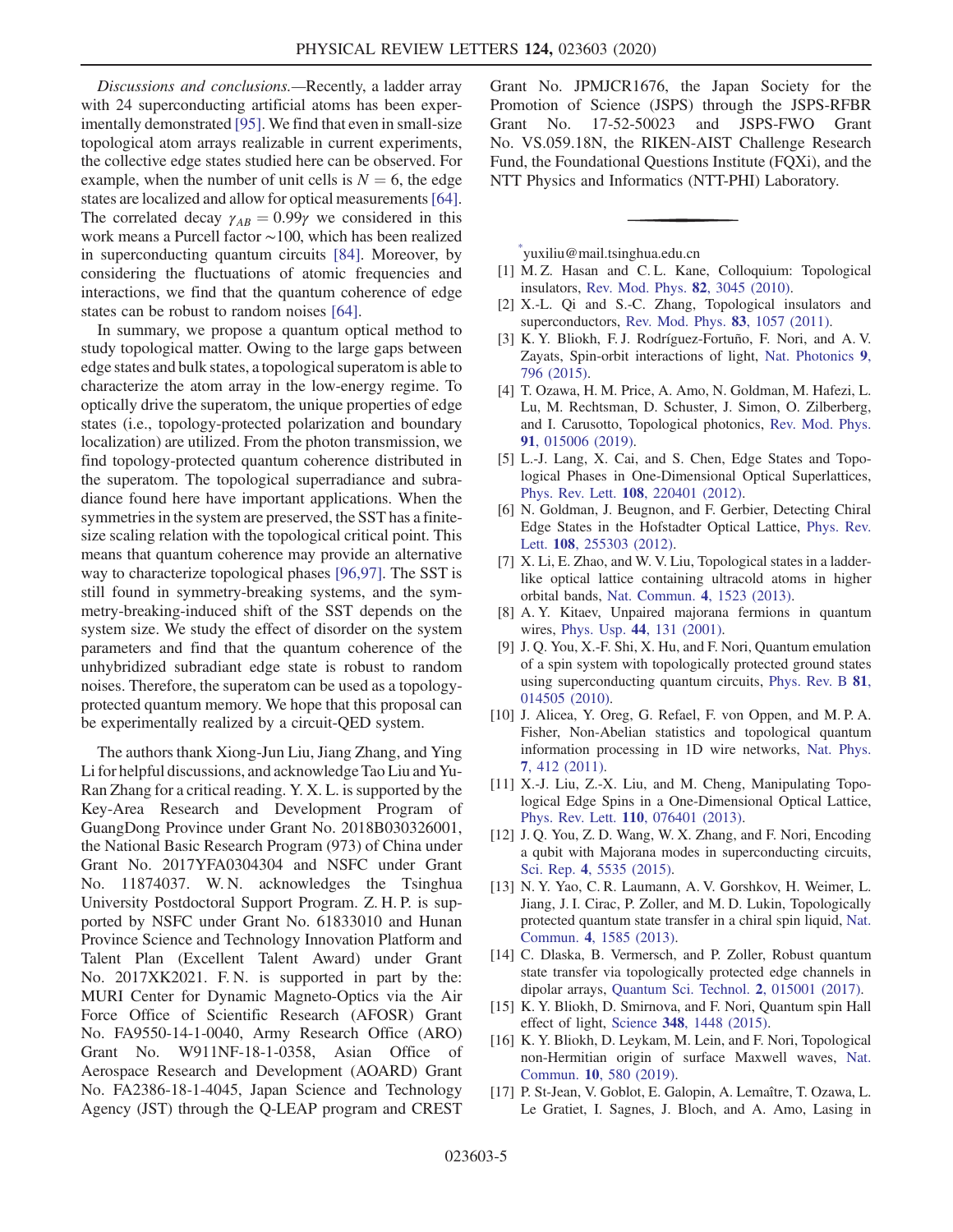*Discussions and conclusions.*—Recently, a ladder array with 24 superconducting artificial atoms has been experimentally demonstrated [95]. We find that even in small-size topological atom arrays realizable in current experiments, the collective edge states studied here can be observed. For example, when the number of unit cells is $N = 6$, the edge states are localized and allow for optical measurements [64]. The correlated decay $\gamma_{AB} = 0.99\gamma$ we considered in this work means a Purcell factor $\sim$100, which has been realized in superconducting quantum circuits [84]. Moreover, by considering the fluctuations of atomic frequencies and interactions, we find that the quantum coherence of edge states can be robust to random noises [64].

In summary, we propose a quantum optical method to study topological matter. Owing to the large gaps between edge states and bulk states, a topological superatom is able to characterize the atom array in the low-energy regime. To optically drive the superatom, the unique properties of edge states (i.e., topology-protected polarization and boundary localization) are utilized. From the photon transmission, we find topology-protected quantum coherence distributed in the superatom. The topological superradiance and subradiance found here have important applications. When the symmetries in the system are preserved, the SST has a finite-size scaling relation with the topological critical point. This means that quantum coherence may provide an alternative way to characterize topological phases [96,97]. The SST is still found in symmetry-breaking systems, and the symmetry-breaking-induced shift of the SST depends on the system size. We study the effect of disorder on the system parameters and find that the quantum coherence of the unhybridized subradiant edge state is robust to random noises. Therefore, the superatom can be used as a topology-protected quantum memory. We hope that this proposal can be experimentally realized by a circuit-QED system.

The authors thank Xiong-Jun Liu, Jiang Zhang, and Ying Li for helpful discussions, and acknowledge Tao Liu and Yu-Ran Zhang for a critical reading. Y. X. L. is supported by the Key-Area Research and Development Program of GuangDong Province under Grant No. 2018B030326001, the National Basic Research Program (973) of China under Grant No. 2017YFA0304304 and NSFC under Grant No. 11874037. W. N. acknowledges the Tsinghua University Postdoctoral Support Program. Z. H. P. is supported by NSFC under Grant No. 61833010 and Hunan Province Science and Technology Innovation Platform and Talent Plan (Excellent Talent Award) under Grant No. 2017XK2021. F. N. is supported in part by the: MURI Center for Dynamic Magneto-Optics via the Air Force Office of Scientific Research (AFOSR) Grant No. FA9550-14-1-0040, Army Research Office (ARO) Grant No. W911NF-18-1-0358, Asian Office of Aerospace Research and Development (AOARD) Grant No. FA2386-18-1-4045, Japan Science and Technology Agency (JST) through the Q-LEAP program and CREST Grant No. JPMJCR1676, the Japan Society for the Promotion of Science (JSPS) through the JSPS-RFBR Grant No. 17-52-50023 and JSPS-FWO Grant No. VS.059.18N, the RIKEN-AIST Challenge Research Fund, the Foundational Questions Institute (FQXi), and the NTT Physics and Informatics (NTT-PHI) Laboratory.

---

[*]yuxiliu@mail.tsinghua.edu.cn

[1] M. Z. Hasan and C. L. Kane, Colloquium: Topological insulators, Rev. Mod. Phys. **82**, 3045 (2010).

[2] X.-L. Qi and S.-C. Zhang, Topological insulators and superconductors, Rev. Mod. Phys. **83**, 1057 (2011).

[3] K. Y. Bliokh, F. J. Rodríguez-Fortuño, F. Nori, and A. V. Zayats, Spin-orbit interactions of light, Nat. Photonics **9**, 796 (2015).

[4] T. Ozawa, H. M. Price, A. Amo, N. Goldman, M. Hafezi, L. Lu, M. Rechtsman, D. Schuster, J. Simon, O. Zilberberg, and I. Carusotto, Topological photonics, Rev. Mod. Phys. **91**, 015006 (2019).

[5] L.-J. Lang, X. Cai, and S. Chen, Edge States and Topological Phases in One-Dimensional Optical Superlattices, Phys. Rev. Lett. **108**, 220401 (2012).

[6] N. Goldman, J. Beugnon, and F. Gerbier, Detecting Chiral Edge States in the Hofstadter Optical Lattice, Phys. Rev. Lett. **108**, 255303 (2012).

[7] X. Li, E. Zhao, and W. V. Liu, Topological states in a ladder-like optical lattice containing ultracold atoms in higher orbital bands, Nat. Commun. **4**, 1523 (2013).

[8] A. Y. Kitaev, Unpaired majorana fermions in quantum wires, Phys. Usp. **44**, 131 (2001).

[9] J. Q. You, X.-F. Shi, X. Hu, and F. Nori, Quantum emulation of a spin system with topologically protected ground states using superconducting quantum circuits, Phys. Rev. B **81**, 014505 (2010).

[10] J. Alicea, Y. Oreg, G. Refael, F. von Oppen, and M. P. A. Fisher, Non-Abelian statistics and topological quantum information processing in 1D wire networks, Nat. Phys. **7**, 412 (2011).

[11] X.-J. Liu, Z.-X. Liu, and M. Cheng, Manipulating Topological Edge Spins in a One-Dimensional Optical Lattice, Phys. Rev. Lett. **110**, 076401 (2013).

[12] J. Q. You, Z. D. Wang, W. X. Zhang, and F. Nori, Encoding a qubit with Majorana modes in superconducting circuits, Sci. Rep. **4**, 5535 (2015).

[13] N. Y. Yao, C. R. Laumann, A. V. Gorshkov, H. Weimer, L. Jiang, J. I. Cirac, P. Zoller, and M. D. Lukin, Topologically protected quantum state transfer in a chiral spin liquid, Nat. Commun. **4**, 1585 (2013).

[14] C. Dlaska, B. Vermersch, and P. Zoller, Robust quantum state transfer via topologically protected edge channels in dipolar arrays, Quantum Sci. Technol. **2**, 015001 (2017).

[15] K. Y. Bliokh, D. Smirnova, and F. Nori, Quantum spin Hall effect of light, Science **348**, 1448 (2015).

[16] K. Y. Bliokh, D. Leykam, M. Lein, and F. Nori, Topological non-Hermitian origin of surface Maxwell waves, Nat. Commun. **10**, 580 (2019).

[17] P. St-Jean, V. Goblot, E. Galopin, A. Lemaître, T. Ozawa, L. Le Gratiet, I. Sagnes, J. Bloch, and A. Amo, Lasing in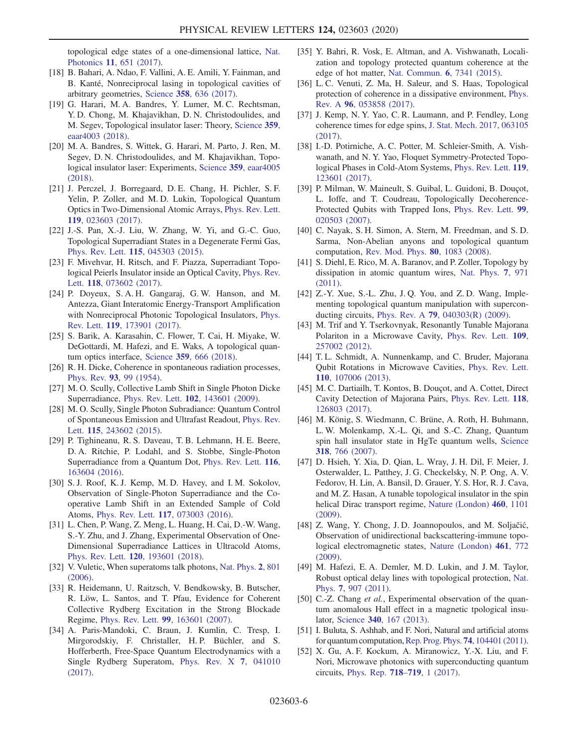topological edge states of a one-dimensional lattice, Nat. Photonics 11, 651 (2017).

[18] B. Bahari, A. Ndao, F. Vallini, A. E. Amili, Y. Fainman, and B. Kanté, Nonreciprocal lasing in topological cavities of arbitrary geometries, Science 358, 636 (2017).

[19] G. Harari, M. A. Bandres, Y. Lumer, M. C. Rechtsman, Y. D. Chong, M. Khajavikhan, D. N. Christodoulides, and M. Segev, Topological insulator laser: Theory, Science 359, eaar4003 (2018).

[20] M. A. Bandres, S. Wittek, G. Harari, M. Parto, J. Ren, M. Segev, D. N. Christodoulides, and M. Khajavikhan, Topological insulator laser: Experiments, Science 359, eaar4005 (2018).

[21] J. Perczel, J. Borregaard, D. E. Chang, H. Pichler, S. F. Yelin, P. Zoller, and M. D. Lukin, Topological Quantum Optics in Two-Dimensional Atomic Arrays, Phys. Rev. Lett. 119, 023603 (2017).

[22] J.-S. Pan, X.-J. Liu, W. Zhang, W. Yi, and G.-C. Guo, Topological Superradiant States in a Degenerate Fermi Gas, Phys. Rev. Lett. 115, 045303 (2015).

[23] F. Mivehvar, H. Ritsch, and F. Piazza, Superradiant Topological Peierls Insulator inside an Optical Cavity, Phys. Rev. Lett. 118, 073602 (2017).

[24] P. Doyeux, S. A. H. Gangaraj, G. W. Hanson, and M. Antezza, Giant Interatomic Energy-Transport Amplification with Nonreciprocal Photonic Topological Insulators, Phys. Rev. Lett. 119, 173901 (2017).

[25] S. Barik, A. Karasahin, C. Flower, T. Cai, H. Miyake, W. DeGottardi, M. Hafezi, and E. Waks, A topological quantum optics interface, Science 359, 666 (2018).

[26] R. H. Dicke, Coherence in spontaneous radiation processes, Phys. Rev. 93, 99 (1954).

[27] M. O. Scully, Collective Lamb Shift in Single Photon Dicke Superradiance, Phys. Rev. Lett. 102, 143601 (2009).

[28] M. O. Scully, Single Photon Subradiance: Quantum Control of Spontaneous Emission and Ultrafast Readout, Phys. Rev. Lett. 115, 243602 (2015).

[29] P. Tighineanu, R. S. Daveau, T. B. Lehmann, H. E. Beere, D. A. Ritchie, P. Lodahl, and S. Stobbe, Single-Photon Superradiance from a Quantum Dot, Phys. Rev. Lett. 116, 163604 (2016).

[30] S. J. Roof, K. J. Kemp, M. D. Havey, and I. M. Sokolov, Observation of Single-Photon Superradiance and the Cooperative Lamb Shift in an Extended Sample of Cold Atoms, Phys. Rev. Lett. 117, 073003 (2016).

[31] L. Chen, P. Wang, Z. Meng, L. Huang, H. Cai, D.-W. Wang, S.-Y. Zhu, and J. Zhang, Experimental Observation of One-Dimensional Superradiance Lattices in Ultracold Atoms, Phys. Rev. Lett. 120, 193601 (2018).

[32] V. Vuletic, When superatoms talk photons, Nat. Phys. 2, 801 (2006).

[33] R. Heidemann, U. Raitzsch, V. Bendkowsky, B. Butscher, R. Löw, L. Santos, and T. Pfau, Evidence for Coherent Collective Rydberg Excitation in the Strong Blockade Regime, Phys. Rev. Lett. 99, 163601 (2007).

[34] A. Paris-Mandoki, C. Braun, J. Kumlin, C. Tresp, I. Mirgorodskiy, F. Christaller, H. P. Büchler, and S. Hofferberth, Free-Space Quantum Electrodynamics with a Single Rydberg Superatom, Phys. Rev. X 7, 041010 (2017).

[35] Y. Bahri, R. Vosk, E. Altman, and A. Vishwanath, Localization and topology protected quantum coherence at the edge of hot matter, Nat. Commun. 6, 7341 (2015).

[36] L. C. Venuti, Z. Ma, H. Saleur, and S. Haas, Topological protection of coherence in a dissipative environment, Phys. Rev. A 96, 053858 (2017).

[37] J. Kemp, N. Y. Yao, C. R. Laumann, and P. Fendley, Long coherence times for edge spins, J. Stat. Mech. 2017, 063105 (2017).

[38] I.-D. Potirniche, A. C. Potter, M. Schleier-Smith, A. Vishwanath, and N. Y. Yao, Floquet Symmetry-Protected Topological Phases in Cold-Atom Systems, Phys. Rev. Lett. 119, 123601 (2017).

[39] P. Milman, W. Maineult, S. Guibal, L. Guidoni, B. Douçot, L. Ioffe, and T. Coudreau, Topologically Decoherence-Protected Qubits with Trapped Ions, Phys. Rev. Lett. 99, 020503 (2007).

[40] C. Nayak, S. H. Simon, A. Stern, M. Freedman, and S. D. Sarma, Non-Abelian anyons and topological quantum computation, Rev. Mod. Phys. 80, 1083 (2008).

[41] S. Diehl, E. Rico, M. A. Baranov, and P. Zoller, Topology by dissipation in atomic quantum wires, Nat. Phys. 7, 971 (2011).

[42] Z.-Y. Xue, S.-L. Zhu, J. Q. You, and Z. D. Wang, Implementing topological quantum manipulation with superconducting circuits, Phys. Rev. A 79, 040303(R) (2009).

[43] M. Trif and Y. Tserkovnyak, Resonantly Tunable Majorana Polariton in a Microwave Cavity, Phys. Rev. Lett. 109, 257002 (2012).

[44] T. L. Schmidt, A. Nunnenkamp, and C. Bruder, Majorana Qubit Rotations in Microwave Cavities, Phys. Rev. Lett. 110, 107006 (2013).

[45] M. C. Dartiailh, T. Kontos, B. Douçot, and A. Cottet, Direct Cavity Detection of Majorana Pairs, Phys. Rev. Lett. 118, 126803 (2017).

[46] M. König, S. Wiedmann, C. Brüne, A. Roth, H. Buhmann, L. W. Molenkamp, X.-L. Qi, and S.-C. Zhang, Quantum spin hall insulator state in HgTe quantum wells, Science 318, 766 (2007).

[47] D. Hsieh, Y. Xia, D. Qian, L. Wray, J. H. Dil, F. Meier, J. Osterwalder, L. Patthey, J. G. Checkelsky, N. P. Ong, A. V. Fedorov, H. Lin, A. Bansil, D. Grauer, Y. S. Hor, R. J. Cava, and M. Z. Hasan, A tunable topological insulator in the spin helical Dirac transport regime, Nature (London) 460, 1101 (2009).

[48] Z. Wang, Y. Chong, J. D. Joannopoulos, and M. Soljačić, Observation of unidirectional backscattering-immune topological electromagnetic states, Nature (London) 461, 772 (2009).

[49] M. Hafezi, E. A. Demler, M. D. Lukin, and J. M. Taylor, Robust optical delay lines with topological protection, Nat. Phys. 7, 907 (2011).

[50] C.-Z. Chang *et al.*, Experimental observation of the quantum anomalous Hall effect in a magnetic tpological insulator, Science 340, 167 (2013).

[51] I. Buluta, S. Ashhab, and F. Nori, Natural and artificial atoms for quantum computation, Rep. Prog. Phys. 74, 104401 (2011).

[52] X. Gu, A. F. Kockum, A. Miranowicz, Y.-X. Liu, and F. Nori, Microwave photonics with superconducting quantum circuits, Phys. Rep. 718–719, 1 (2017).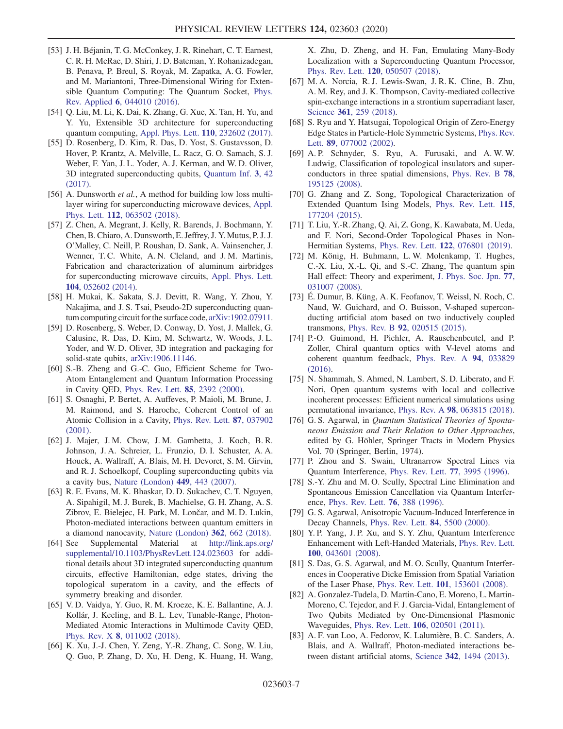[53] J. H. Béjanin, T. G. McConkey, J. R. Rinehart, C. T. Earnest, C. R. H. McRae, D. Shiri, J. D. Bateman, Y. Rohanizadegan, B. Penava, P. Breul, S. Royak, M. Zapatka, A. G. Fowler, and M. Mariantoni, Three-Dimensional Wiring for Extensible Quantum Computing: The Quantum Socket, Phys. Rev. Applied **6**, 044010 (2016).

[54] Q. Liu, M. Li, K. Dai, K. Zhang, G. Xue, X. Tan, H. Yu, and Y. Yu, Extensible 3D architecture for superconducting quantum computing, Appl. Phys. Lett. **110**, 232602 (2017).

[55] D. Rosenberg, D. Kim, R. Das, D. Yost, S. Gustavsson, D. Hover, P. Krantz, A. Melville, L. Racz, G. O. Samach, S. J. Weber, F. Yan, J. L. Yoder, A. J. Kerman, and W. D. Oliver, 3D integrated superconducting qubits, Quantum Inf. **3**, 42 (2017).

[56] A. Dunsworth *et al.*, A method for building low loss multi-layer wiring for superconducting microwave devices, Appl. Phys. Lett. **112**, 063502 (2018).

[57] Z. Chen, A. Megrant, J. Kelly, R. Barends, J. Bochmann, Y. Chen, B. Chiaro, A. Dunsworth, E. Jeffrey, J. Y. Mutus, P. J. J. O'Malley, C. Neill, P. Roushan, D. Sank, A. Vainsencher, J. Wenner, T. C. White, A. N. Cleland, and J. M. Martinis, Fabrication and characterization of aluminum airbridges for superconducting microwave circuits, Appl. Phys. Lett. **104**, 052602 (2014).

[58] H. Mukai, K. Sakata, S. J. Devitt, R. Wang, Y. Zhou, Y. Nakajima, and J. S. Tsai, Pseudo-2D superconducting quantum computing circuit for the surface code, arXiv:1902.07911.

[59] D. Rosenberg, S. Weber, D. Conway, D. Yost, J. Mallek, G. Calusine, R. Das, D. Kim, M. Schwartz, W. Woods, J. L. Yoder, and W. D. Oliver, 3D integration and packaging for solid-state qubits, arXiv:1906.11146.

[60] S.-B. Zheng and G.-C. Guo, Efficient Scheme for Two-Atom Entanglement and Quantum Information Processing in Cavity QED, Phys. Rev. Lett. **85**, 2392 (2000).

[61] S. Osnaghi, P. Bertet, A. Auffeves, P. Maioli, M. Brune, J. M. Raimond, and S. Haroche, Coherent Control of an Atomic Collision in a Cavity, Phys. Rev. Lett. **87**, 037902 (2001).

[62] J. Majer, J. M. Chow, J. M. Gambetta, J. Koch, B. R. Johnson, J. A. Schreier, L. Frunzio, D. I. Schuster, A. A. Houck, A. Wallraff, A. Blais, M. H. Devoret, S. M. Girvin, and R. J. Schoelkopf, Coupling superconducting qubits via a cavity bus, Nature (London) **449**, 443 (2007).

[63] R. E. Evans, M. K. Bhaskar, D. D. Sukachev, C. T. Nguyen, A. Sipahigil, M. J. Burek, B. Machielse, G. H. Zhang, A. S. Zibrov, E. Bielejec, H. Park, M. Lončar, and M. D. Lukin, Photon-mediated interactions between quantum emitters in a diamond nanocavity, Nature (London) **362**, 662 (2018).

[64] See Supplemental Material at http://link.aps.org/supplemental/10.1103/PhysRevLett.124.023603 for additional details about 3D integrated superconducting quantum circuits, effective Hamiltonian, edge states, driving the topological superatom in a cavity, and the effects of symmetry breaking and disorder.

[65] V. D. Vaidya, Y. Guo, R. M. Kroeze, K. E. Ballantine, A. J. Kollár, J. Keeling, and B. L. Lev, Tunable-Range, Photon-Mediated Atomic Interactions in Multimode Cavity QED, Phys. Rev. X **8**, 011002 (2018).

[66] K. Xu, J.-J. Chen, Y. Zeng, Y.-R. Zhang, C. Song, W. Liu, Q. Guo, P. Zhang, D. Xu, H. Deng, K. Huang, H. Wang, X. Zhu, D. Zheng, and H. Fan, Emulating Many-Body Localization with a Superconducting Quantum Processor, Phys. Rev. Lett. **120**, 050507 (2018).

[67] M. A. Norcia, R. J. Lewis-Swan, J. R. K. Cline, B. Zhu, A. M. Rey, and J. K. Thompson, Cavity-mediated collective spin-exchange interactions in a strontium superradiant laser, Science **361**, 259 (2018).

[68] S. Ryu and Y. Hatsugai, Topological Origin of Zero-Energy Edge States in Particle-Hole Symmetric Systems, Phys. Rev. Lett. **89**, 077002 (2002).

[69] A. P. Schnyder, S. Ryu, A. Furusaki, and A. W. W. Ludwig, Classification of topological insulators and superconductors in three spatial dimensions, Phys. Rev. B **78**, 195125 (2008).

[70] G. Zhang and Z. Song, Topological Characterization of Extended Quantum Ising Models, Phys. Rev. Lett. **115**, 177204 (2015).

[71] T. Liu, Y.-R. Zhang, Q. Ai, Z. Gong, K. Kawabata, M. Ueda, and F. Nori, Second-Order Topological Phases in Non-Hermitian Systems, Phys. Rev. Lett. **122**, 076801 (2019).

[72] M. König, H. Buhmann, L. W. Molenkamp, T. Hughes, C.-X. Liu, X.-L. Qi, and S.-C. Zhang, The quantum spin Hall effect: Theory and experiment, J. Phys. Soc. Jpn. **77**, 031007 (2008).

[73] É. Dumur, B. Küng, A. K. Feofanov, T. Weissl, N. Roch, C. Naud, W. Guichard, and O. Buisson, V-shaped superconducting artificial atom based on two inductively coupled transmons, Phys. Rev. B **92**, 020515 (2015).

[74] P.-O. Guimond, H. Pichler, A. Rauschenbeutel, and P. Zoller, Chiral quantum optics with V-level atoms and coherent quantum feedback, Phys. Rev. A **94**, 033829 (2016).

[75] N. Shammah, S. Ahmed, N. Lambert, S. D. Liberato, and F. Nori, Open quantum systems with local and collective incoherent processes: Efficient numerical simulations using permutational invariance, Phys. Rev. A **98**, 063815 (2018).

[76] G. S. Agarwal, in *Quantum Statistical Theories of Spontaneous Emission and Their Relation to Other Approaches*, edited by G. Höhler, Springer Tracts in Modern Physics Vol. 70 (Springer, Berlin, 1974).

[77] P. Zhou and S. Swain, Ultranarrow Spectral Lines via Quantum Interference, Phys. Rev. Lett. **77**, 3995 (1996).

[78] S.-Y. Zhu and M. O. Scully, Spectral Line Elimination and Spontaneous Emission Cancellation via Quantum Interference, Phys. Rev. Lett. **76**, 388 (1996).

[79] G. S. Agarwal, Anisotropic Vacuum-Induced Interference in Decay Channels, Phys. Rev. Lett. **84**, 5500 (2000).

[80] Y. P. Yang, J. P. Xu, and S. Y. Zhu, Quantum Interference Enhancement with Left-Handed Materials, Phys. Rev. Lett. **100**, 043601 (2008).

[81] S. Das, G. S. Agarwal, and M. O. Scully, Quantum Interferences in Cooperative Dicke Emission from Spatial Variation of the Laser Phase, Phys. Rev. Lett. **101**, 153601 (2008).

[82] A. Gonzalez-Tudela, D. Martin-Cano, E. Moreno, L. Martin-Moreno, C. Tejedor, and F. J. Garcia-Vidal, Entanglement of Two Qubits Mediated by One-Dimensional Plasmonic Waveguides, Phys. Rev. Lett. **106**, 020501 (2011).

[83] A. F. van Loo, A. Fedorov, K. Lalumière, B. C. Sanders, A. Blais, and A. Wallraff, Photon-mediated interactions between distant artificial atoms, Science **342**, 1494 (2013).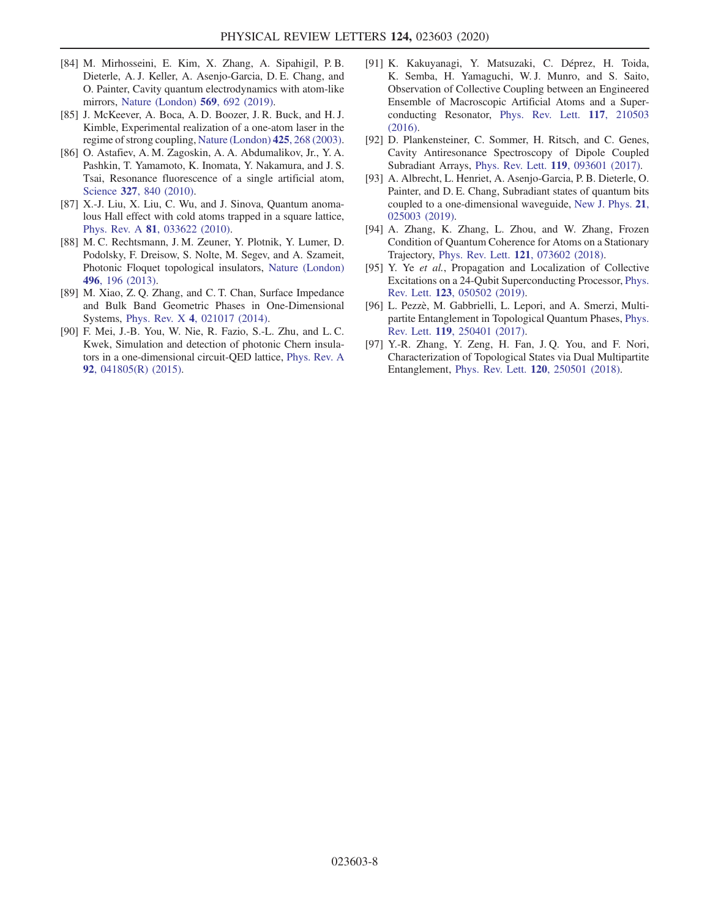[84] M. Mirhosseini, E. Kim, X. Zhang, A. Sipahigil, P. B. Dieterle, A. J. Keller, A. Asenjo-Garcia, D. E. Chang, and O. Painter, Cavity quantum electrodynamics with atom-like mirrors, Nature (London) **569**, 692 (2019).

[85] J. McKeever, A. Boca, A. D. Boozer, J. R. Buck, and H. J. Kimble, Experimental realization of a one-atom laser in the regime of strong coupling, Nature (London) **425**, 268 (2003).

[86] O. Astafiev, A. M. Zagoskin, A. A. Abdumalikov, Jr., Y. A. Pashkin, T. Yamamoto, K. Inomata, Y. Nakamura, and J. S. Tsai, Resonance fluorescence of a single artificial atom, Science **327**, 840 (2010).

[87] X.-J. Liu, X. Liu, C. Wu, and J. Sinova, Quantum anomalous Hall effect with cold atoms trapped in a square lattice, Phys. Rev. A **81**, 033622 (2010).

[88] M. C. Rechtsmann, J. M. Zeuner, Y. Plotnik, Y. Lumer, D. Podolsky, F. Dreisow, S. Nolte, M. Segev, and A. Szameit, Photonic Floquet topological insulators, Nature (London) **496**, 196 (2013).

[89] M. Xiao, Z. Q. Zhang, and C. T. Chan, Surface Impedance and Bulk Band Geometric Phases in One-Dimensional Systems, Phys. Rev. X **4**, 021017 (2014).

[90] F. Mei, J.-B. You, W. Nie, R. Fazio, S.-L. Zhu, and L. C. Kwek, Simulation and detection of photonic Chern insulators in a one-dimensional circuit-QED lattice, Phys. Rev. A **92**, 041805(R) (2015).

[91] K. Kakuyanagi, Y. Matsuzaki, C. Déprez, H. Toida, K. Semba, H. Yamaguchi, W. J. Munro, and S. Saito, Observation of Collective Coupling between an Engineered Ensemble of Macroscopic Artificial Atoms and a Superconducting Resonator, Phys. Rev. Lett. **117**, 210503 (2016).

[92] D. Plankensteiner, C. Sommer, H. Ritsch, and C. Genes, Cavity Antiresonance Spectroscopy of Dipole Coupled Subradiant Arrays, Phys. Rev. Lett. **119**, 093601 (2017).

[93] A. Albrecht, L. Henriet, A. Asenjo-Garcia, P. B. Dieterle, O. Painter, and D. E. Chang, Subradiant states of quantum bits coupled to a one-dimensional waveguide, New J. Phys. **21**, 025003 (2019).

[94] A. Zhang, K. Zhang, L. Zhou, and W. Zhang, Frozen Condition of Quantum Coherence for Atoms on a Stationary Trajectory, Phys. Rev. Lett. **121**, 073602 (2018).

[95] Y. Ye *et al.*, Propagation and Localization of Collective Excitations on a 24-Qubit Superconducting Processor, Phys. Rev. Lett. **123**, 050502 (2019).

[96] L. Pezzè, M. Gabbrielli, L. Lepori, and A. Smerzi, Multipartite Entanglement in Topological Quantum Phases, Phys. Rev. Lett. **119**, 250401 (2017).

[97] Y.-R. Zhang, Y. Zeng, H. Fan, J. Q. You, and F. Nori, Characterization of Topological States via Dual Multipartite Entanglement, Phys. Rev. Lett. **120**, 250501 (2018).